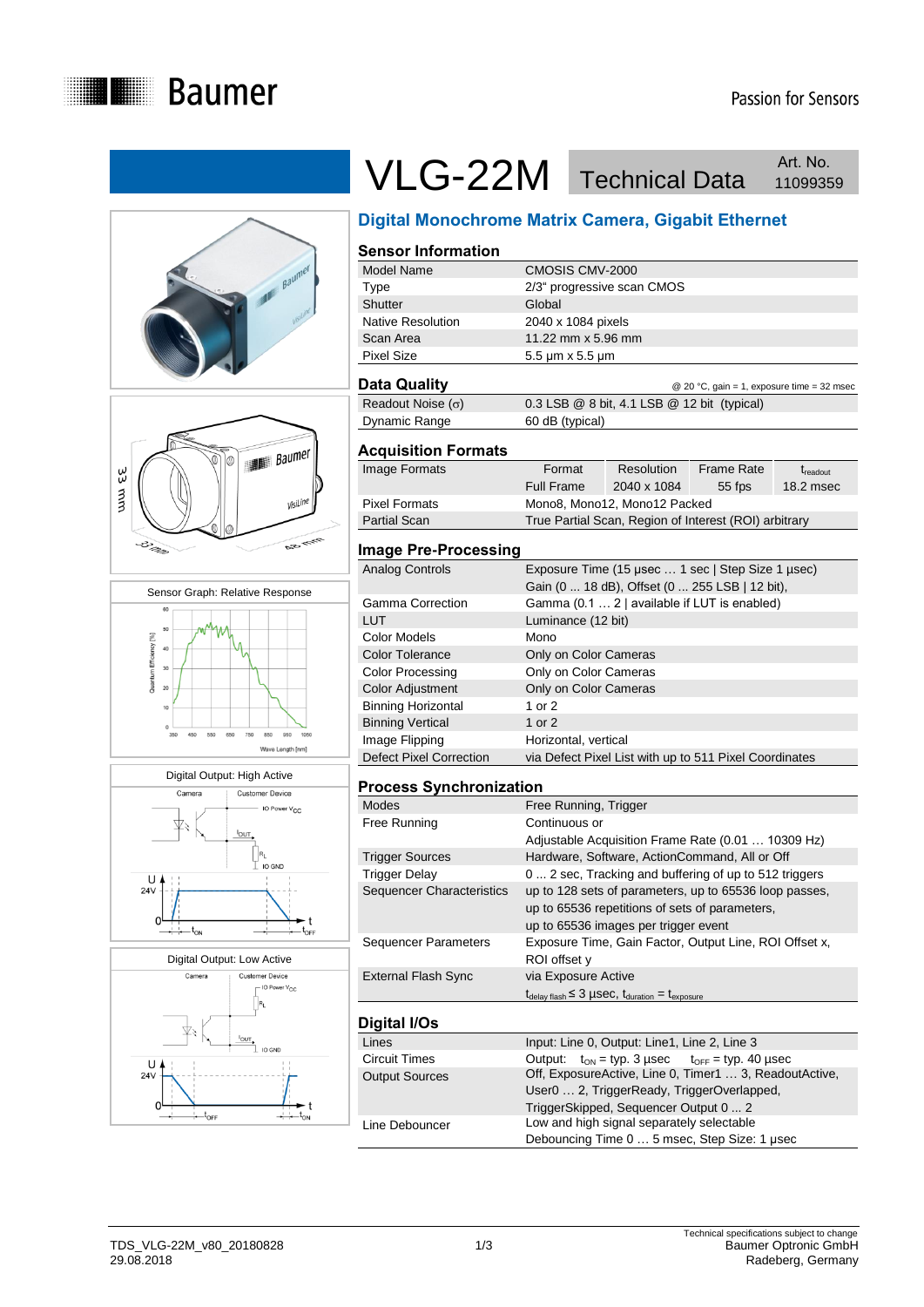# VLG-22M Technical Data

Art. No. 11099359

## Digital Monochrome Matrix Camera, Gigabit Ethernet

### Sensor Information

| | |
|---|---|
| Model Name | CMOSIS CMV-2000 |
| Type | 2/3" progressive scan CMOS |
| Shutter | Global |
| Native Resolution | 2040 x 1084 pixels |
| Scan Area | 11.22 mm x 5.96 mm |
| Pixel Size | 5.5 µm x 5.5 µm |

### Data Quality

@ 20 °C, gain = 1, exposure time = 32 msec

| | |
|---|---|
| Readout Noise (σ) | 0.3 LSB @ 8 bit, 4.1 LSB @ 12 bit (typical) |
| Dynamic Range | 60 dB (typical) |

### Acquisition Formats

| | Format | Resolution | Frame Rate | $t_{readout}$ |
|---|---|---|---|---|
| Image Formats | Full Frame | 2040 x 1084 | 55 fps | 18.2 msec |
| Pixel Formats | Mono8, Mono12, Mono12 Packed | | | |
| Partial Scan | True Partial Scan, Region of Interest (ROI) arbitrary | | | |

### Image Pre-Processing

| | |
|---|---|
| Analog Controls | Exposure Time (15 µsec … 1 sec \| Step Size 1 µsec)<br>Gain (0 ... 18 dB), Offset (0 ... 255 LSB \| 12 bit), |
| Gamma Correction | Gamma (0.1 … 2 \| available if LUT is enabled) |
| LUT | Luminance (12 bit) |
| Color Models | Mono |
| Color Tolerance | Only on Color Cameras |
| Color Processing | Only on Color Cameras |
| Color Adjustment | Only on Color Cameras |
| Binning Horizontal | 1 or 2 |
| Binning Vertical | 1 or 2 |
| Image Flipping | Horizontal, vertical |
| Defect Pixel Correction | via Defect Pixel List with up to 511 Pixel Coordinates |

### Process Synchronization

| | |
|---|---|
| Modes | Free Running, Trigger |
| Free Running | Continuous or<br>Adjustable Acquisition Frame Rate (0.01 … 10309 Hz) |
| Trigger Sources | Hardware, Software, ActionCommand, All or Off |
| Trigger Delay | 0 ... 2 sec, Tracking and buffering of up to 512 triggers |
| Sequencer Characteristics | up to 128 sets of parameters, up to 65536 loop passes,<br>up to 65536 repetitions of sets of parameters,<br>up to 65536 images per trigger event |
| Sequencer Parameters | Exposure Time, Gain Factor, Output Line, ROI Offset x, ROI offset y |
| External Flash Sync | via Exposure Active<br>$t_{delay\ flash} \leq 3$ µsec, $t_{duration} = t_{exposure}$ |

### Digital I/Os

| | |
|---|---|
| Lines | Input: Line 0, Output: Line1, Line 2, Line 3 |
| Circuit Times | Output: $t_{ON}$ = typ. 3 µsec $t_{OFF}$ = typ. 40 µsec |
| Output Sources | Off, ExposureActive, Line 0, Timer1 … 3, ReadoutActive, User0 … 2, TriggerReady, TriggerOverlapped, TriggerSkipped, Sequencer Output 0 ... 2 |
| Line Debouncer | Low and high signal separately selectable<br>Debouncing Time 0 … 5 msec, Step Size: 1 µsec |

Sensor Graph: Relative Response

Digital Output: High Active

Digital Output: Low Active

TDS_VLG-22M_v80_20180828
29.08.2018

Technical specifications subject to change
Baumer Optronic GmbH
Radeberg, Germany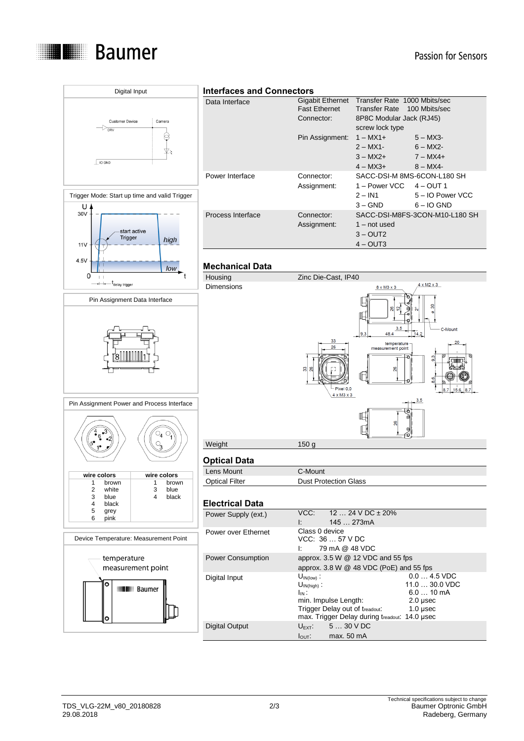## Digital Input

Customer Device | Camera

DRV

IO GND

## Trigger Mode: Start up time and valid Trigger

U

30V

start active Trigger

high

11V

4.5V

low

0

t

$t_{delay\ trigger}$

## Pin Assignment Data Interface

8 1

## Pin Assignment Power and Process Interface

| wire colors | | wire colors | |
|---|---|---|---|
| 1 | brown | 1 | brown |
| 2 | white | 3 | blue |
| 3 | blue | 4 | black |
| 4 | black | | |
| 5 | grey | | |
| 6 | pink | | |

## Device Temperature: Measurement Point

temperature measurement point

Baumer

## Interfaces and Connectors

| | | |
|---|---|---|
| Data Interface | Gigabit Ethernet | Transfer Rate 1000 Mbits/sec |
| | Fast Ethernet | Transfer Rate 100 Mbits/sec |
| | Connector: | 8P8C Modular Jack (RJ45) screw lock type |
| | Pin Assignment: | 1 – MX1+ 5 – MX3- |
| | | 2 – MX1- 6 – MX2- |
| | | 3 – MX2+ 7 – MX4+ |
| | | 4 – MX3+ 8 – MX4- |
| Power Interface | Connector: | SACC-DSI-M 8MS-6CON-L180 SH |
| | Assignment: | 1 – Power VCC 4 – OUT 1 |
| | | 2 – IN1 5 – IO Power VCC |
| | | 3 – GND 6 – IO GND |
| Process Interface | Connector: | SACC-DSI-M8FS-3CON-M10-L180 SH |
| | Assignment: | 1 – not used |
| | | 3 – OUT2 |
| | | 4 – OUT3 |

## Mechanical Data

| | |
|---|---|
| Housing | Zinc Die-Cast, IP40 |
| Dimensions | |
| Weight | 150 g |

8 x M3 x 3 | 4 x M2 x 3 | 26 | 12 | 2° | ø 30 | 3.5 | C-Mount | 9.3 | 48.4 | 14.2 | 33 | 26 | temperature measurement point | 20 | 9.3 | 8.6 | 33 | 26 | 26 | Pixel 0.0 | 4 x M3 x 3 | 8.7 | 15.6 | 8.7 | 3.5 | 26

## Optical Data

| | |
|---|---|
| Lens Mount | C-Mount |
| Optical Filter | Dust Protection Glass |

## Electrical Data

| | | |
|---|---|---|
| Power Supply (ext.) | VCC: 12 … 24 V DC ± 20% | |
| | I: 145 … 273mA | |
| Power over Ethernet | Class 0 device | |
| | VCC: 36 … 57 V DC | |
| | I: 79 mA @ 48 VDC | |
| Power Consumption | approx. 3.5 W @ 12 VDC and 55 fps | |
| | approx. 3.8 W @ 48 VDC (PoE) and 55 fps | |
| Digital Input | $U_{IN(low)}$ : | 0.0 … 4.5 VDC |
| | $U_{IN(high)}$ : | 11.0 … 30.0 VDC |
| | $I_{IN}$ : | 6.0 … 10 mA |
| | min. Impulse Length: | 2.0 µsec |
| | Trigger Delay out of $t_{readout}$: | 1.0 µsec |
| | max. Trigger Delay during $t_{readout}$: | 14.0 µsec |
| Digital Output | $U_{EXT}$: 5 … 30 V DC | |
| | $I_{OUT}$: max. 50 mA | |

TDS_VLG-22M_v80_20180828
29.08.2018

Technical specifications subject to change
Baumer Optronic GmbH
Radeberg, Germany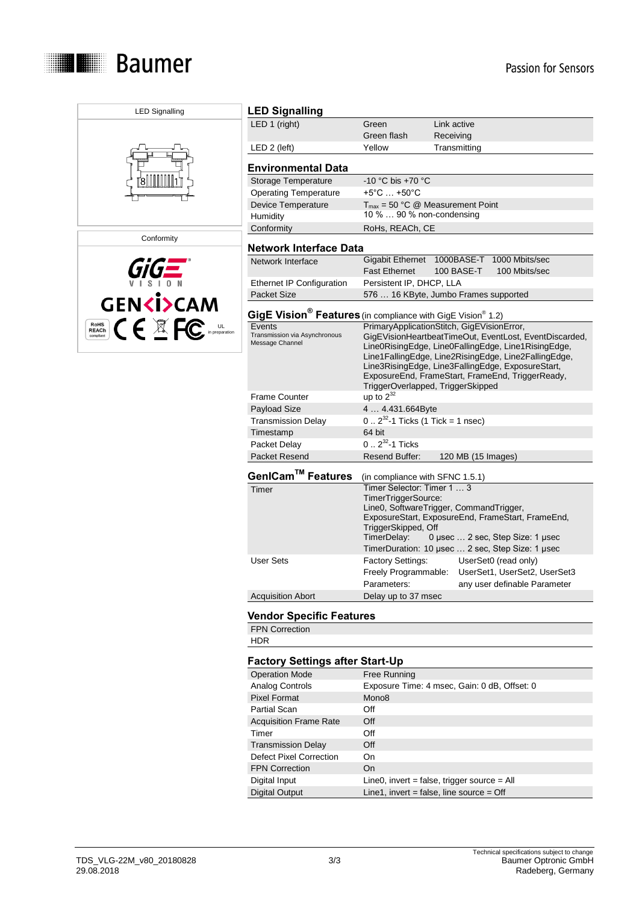LED Signalling

Conformity

RoHS REACh compliant

UL in preparation

## LED Signalling

| | | |
|---|---|---|
| LED 1 (right) | Green | Link active |
| | Green flash | Receiving |
| LED 2 (left) | Yellow | Transmitting |

## Environmental Data

| | |
|---|---|
| Storage Temperature | -10 °C bis +70 °C |
| Operating Temperature | +5°C … +50°C |
| Device Temperature | $T_{max}$ = 50 °C @ Measurement Point |
| Humidity | 10 % … 90 % non-condensing |
| Conformity | RoHS, REACh, CE |

## Network Interface Data

| | | | |
|---|---|---|---|
| Network Interface | Gigabit Ethernet | 1000BASE-T | 1000 Mbits/sec |
| | Fast Ethernet | 100 BASE-T | 100 Mbits/sec |
| Ethernet IP Configuration | Persistent IP, DHCP, LLA | | |
| Packet Size | 576 … 16 KByte, Jumbo Frames supported | | |

## GigE Vision® Features (in compliance with GigE Vision® 1.2)

| | |
|---|---|
| Events<br>Transmission via Asynchronous Message Channel | PrimaryApplicationStitch, GigEVisionError, GigEVisionHeartbeatTimeOut, EventLost, EventDiscarded, Line0RisingEdge, Line0FallingEdge, Line1RisingEdge, Line1FallingEdge, Line2RisingEdge, Line2FallingEdge, Line3RisingEdge, Line3FallingEdge, ExposureStart, ExposureEnd, FrameStart, FrameEnd, TriggerReady, TriggerOverlapped, TriggerSkipped |
| Frame Counter | up to $2^{32}$ |
| Payload Size | 4 … 4.431.664Byte |
| Transmission Delay | 0 .. $2^{32}$-1 Ticks (1 Tick = 1 nsec) |
| Timestamp | 64 bit |
| Packet Delay | 0 .. $2^{32}$-1 Ticks |
| Packet Resend | Resend Buffer: 120 MB (15 Images) |

## GenICam™ Features (in compliance with SFNC 1.5.1)

| | |
|---|---|
| Timer | Timer Selector: Timer 1 … 3<br>TimerTriggerSource:<br>Line0, SoftwareTrigger, CommandTrigger, ExposureStart, ExposureEnd, FrameStart, FrameEnd, TriggerSkipped, Off<br>TimerDelay: 0 µsec … 2 sec, Step Size: 1 µsec<br>TimerDuration: 10 µsec … 2 sec, Step Size: 1 µsec |
| User Sets | Factory Settings: UserSet0 (read only)<br>Freely Programmable: UserSet1, UserSet2, UserSet3<br>Parameters: any user definable Parameter |
| Acquisition Abort | Delay up to 37 msec |

## Vendor Specific Features

- FPN Correction
- HDR

## Factory Settings after Start-Up

| | |
|---|---|
| Operation Mode | Free Running |
| Analog Controls | Exposure Time: 4 msec, Gain: 0 dB, Offset: 0 |
| Pixel Format | Mono8 |
| Partial Scan | Off |
| Acquisition Frame Rate | Off |
| Timer | Off |
| Transmission Delay | Off |
| Defect Pixel Correction | On |
| FPN Correction | On |
| Digital Input | Line0, invert = false, trigger source = All |
| Digital Output | Line1, invert = false, line source = Off |

TDS_VLG-22M_v80_20180828
29.08.2018

Technical specifications subject to change
Baumer Optronic GmbH
Radeberg, Germany